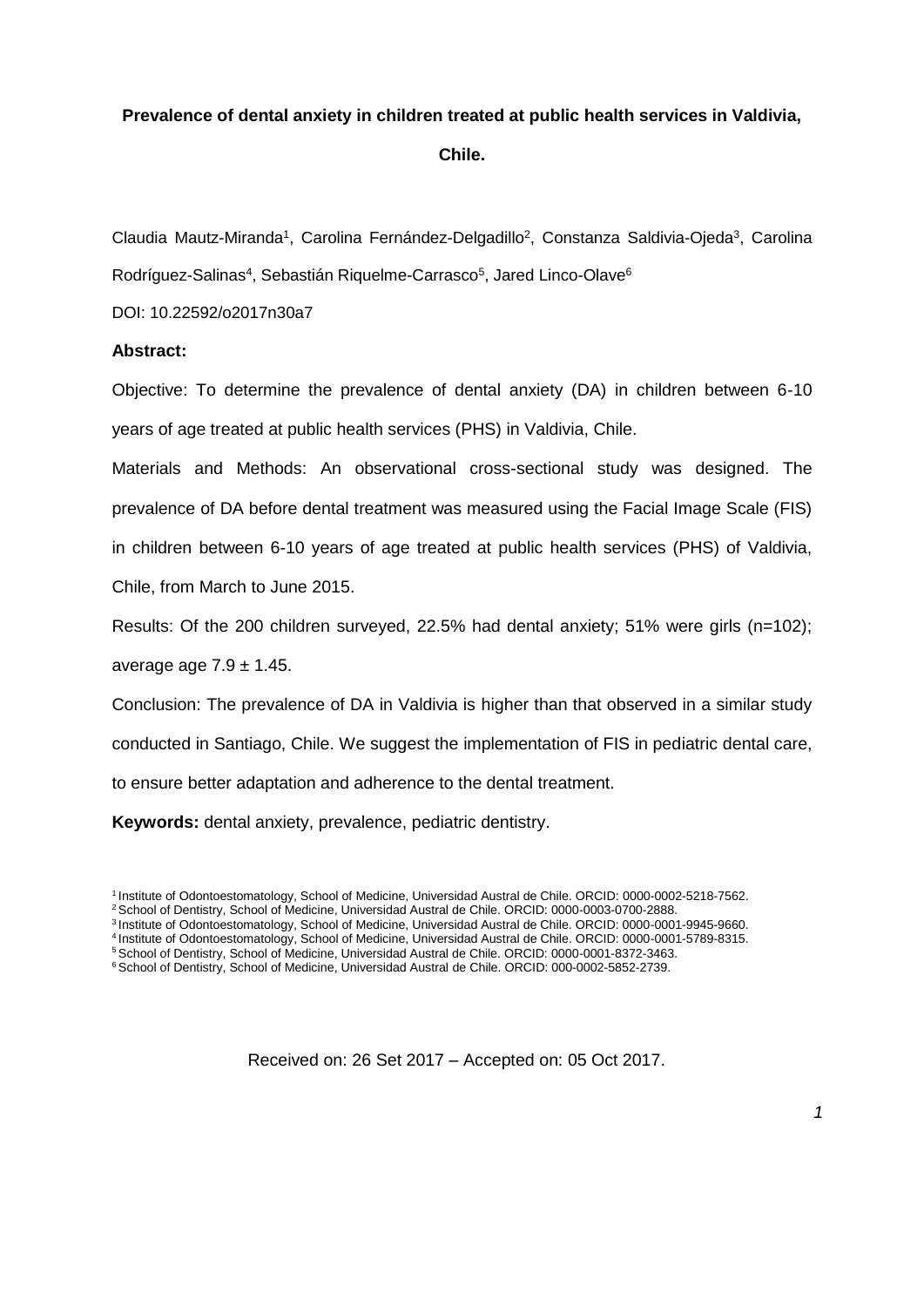# Prevalence of dental anxiety in children treated at public health services in Valdivia, Chile.

Claudia Mautz-Miranda[1], Carolina Fernández-Delgadillo[2], Constanza Saldivia-Ojeda[3], Carolina Rodríguez-Salinas[4], Sebastián Riquelme-Carrasco[5], Jared Linco-Olave[6]

DOI: 10.22592/o2017n30a7

**Abstract:**

Objective: To determine the prevalence of dental anxiety (DA) in children between 6-10 years of age treated at public health services (PHS) in Valdivia, Chile.

Materials and Methods: An observational cross-sectional study was designed. The prevalence of DA before dental treatment was measured using the Facial Image Scale (FIS) in children between 6-10 years of age treated at public health services (PHS) of Valdivia, Chile, from March to June 2015.

Results: Of the 200 children surveyed, 22.5% had dental anxiety; 51% were girls (n=102); average age $7.9 \pm 1.45$.

Conclusion: The prevalence of DA in Valdivia is higher than that observed in a similar study conducted in Santiago, Chile. We suggest the implementation of FIS in pediatric dental care, to ensure better adaptation and adherence to the dental treatment.

**Keywords:** dental anxiety, prevalence, pediatric dentistry.

[1] Institute of Odontoestomatology, School of Medicine, Universidad Austral de Chile. ORCID: 0000-0002-5218-7562.
[2] School of Dentistry, School of Medicine, Universidad Austral de Chile. ORCID: 0000-0003-0700-2888.
[3] Institute of Odontoestomatology, School of Medicine, Universidad Austral de Chile. ORCID: 0000-0001-9945-9660.
[4] Institute of Odontoestomatology, School of Medicine, Universidad Austral de Chile. ORCID: 0000-0001-5789-8315.
[5] School of Dentistry, School of Medicine, Universidad Austral de Chile. ORCID: 0000-0001-8372-3463.
[6] School of Dentistry, School of Medicine, Universidad Austral de Chile. ORCID: 000-0002-5852-2739.

Received on: 26 Set 2017 – Accepted on: 05 Oct 2017.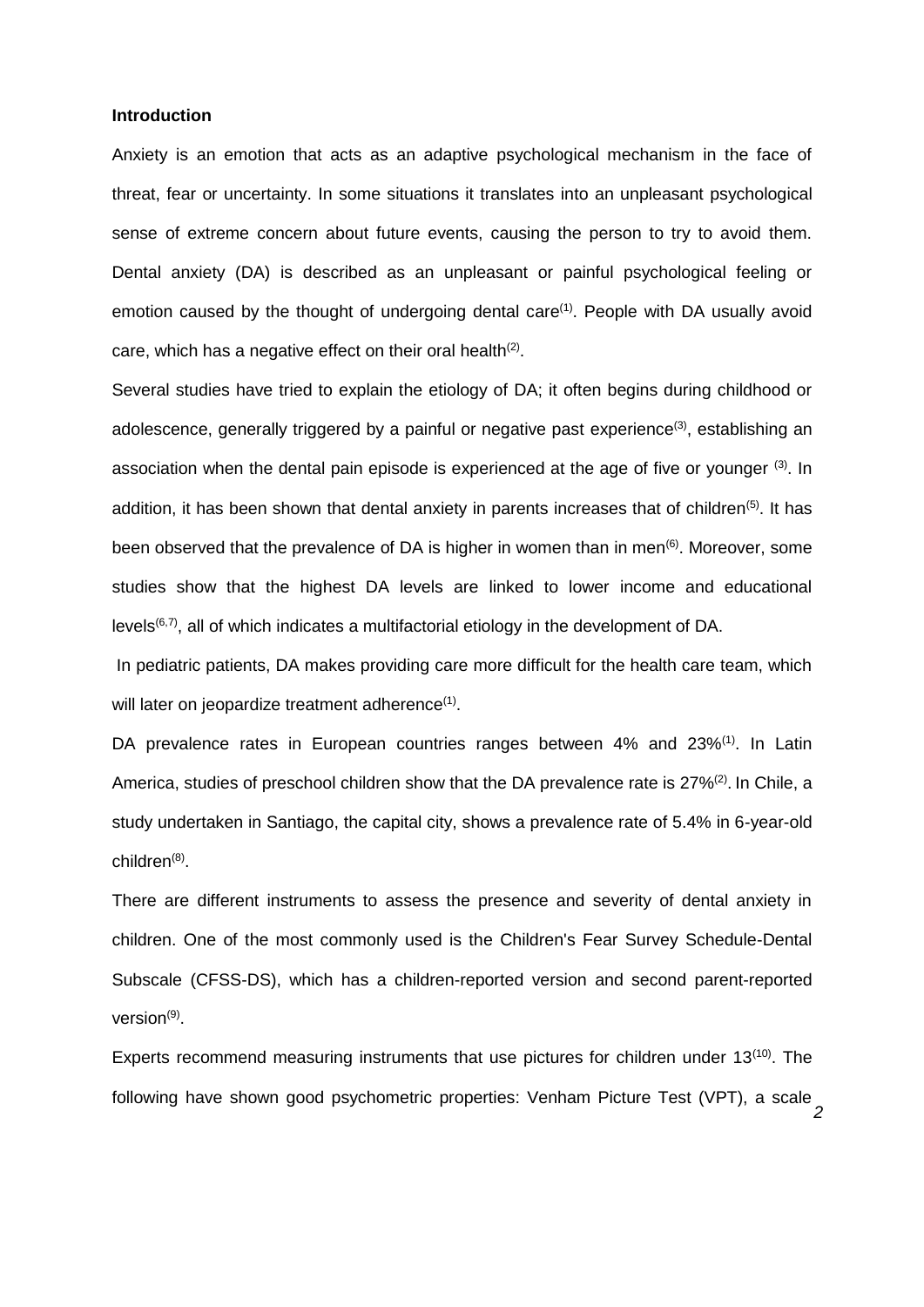**Introduction**

Anxiety is an emotion that acts as an adaptive psychological mechanism in the face of threat, fear or uncertainty. In some situations it translates into an unpleasant psychological sense of extreme concern about future events, causing the person to try to avoid them. Dental anxiety (DA) is described as an unpleasant or painful psychological feeling or emotion caused by the thought of undergoing dental care[1]. People with DA usually avoid care, which has a negative effect on their oral health[2].

Several studies have tried to explain the etiology of DA; it often begins during childhood or adolescence, generally triggered by a painful or negative past experience[3], establishing an association when the dental pain episode is experienced at the age of five or younger [3]. In addition, it has been shown that dental anxiety in parents increases that of children[5]. It has been observed that the prevalence of DA is higher in women than in men[6]. Moreover, some studies show that the highest DA levels are linked to lower income and educational levels[6,7], all of which indicates a multifactorial etiology in the development of DA.

In pediatric patients, DA makes providing care more difficult for the health care team, which will later on jeopardize treatment adherence[1].

DA prevalence rates in European countries ranges between 4% and 23%[1]. In Latin America, studies of preschool children show that the DA prevalence rate is 27%[2]. In Chile, a study undertaken in Santiago, the capital city, shows a prevalence rate of 5.4% in 6-year-old children[8].

There are different instruments to assess the presence and severity of dental anxiety in children. One of the most commonly used is the Children's Fear Survey Schedule-Dental Subscale (CFSS-DS), which has a children-reported version and second parent-reported version[9].

Experts recommend measuring instruments that use pictures for children under 13[10]. The following have shown good psychometric properties: Venham Picture Test (VPT), a scale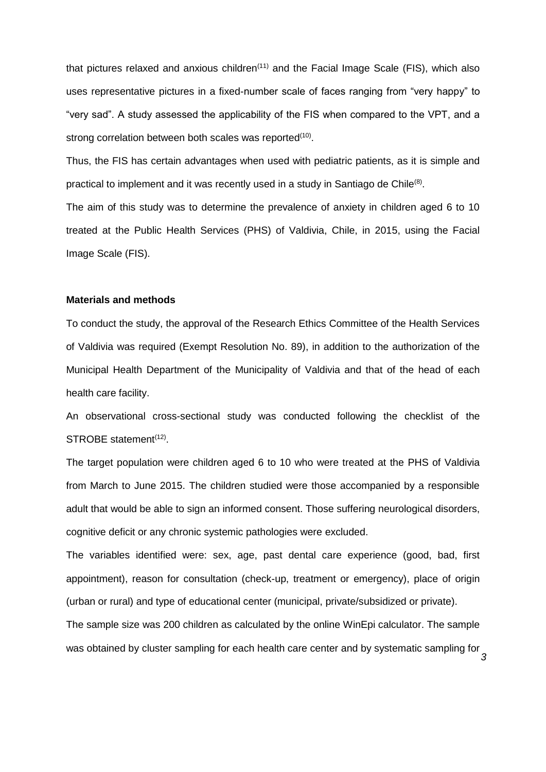that pictures relaxed and anxious children[11] and the Facial Image Scale (FIS), which also uses representative pictures in a fixed-number scale of faces ranging from "very happy" to "very sad". A study assessed the applicability of the FIS when compared to the VPT, and a strong correlation between both scales was reported[10].

Thus, the FIS has certain advantages when used with pediatric patients, as it is simple and practical to implement and it was recently used in a study in Santiago de Chile[8].

The aim of this study was to determine the prevalence of anxiety in children aged 6 to 10 treated at the Public Health Services (PHS) of Valdivia, Chile, in 2015, using the Facial Image Scale (FIS).

**Materials and methods**

To conduct the study, the approval of the Research Ethics Committee of the Health Services of Valdivia was required (Exempt Resolution No. 89), in addition to the authorization of the Municipal Health Department of the Municipality of Valdivia and that of the head of each health care facility.

An observational cross-sectional study was conducted following the checklist of the STROBE statement[12].

The target population were children aged 6 to 10 who were treated at the PHS of Valdivia from March to June 2015. The children studied were those accompanied by a responsible adult that would be able to sign an informed consent. Those suffering neurological disorders, cognitive deficit or any chronic systemic pathologies were excluded.

The variables identified were: sex, age, past dental care experience (good, bad, first appointment), reason for consultation (check-up, treatment or emergency), place of origin (urban or rural) and type of educational center (municipal, private/subsidized or private).

The sample size was 200 children as calculated by the online WinEpi calculator. The sample was obtained by cluster sampling for each health care center and by systematic sampling for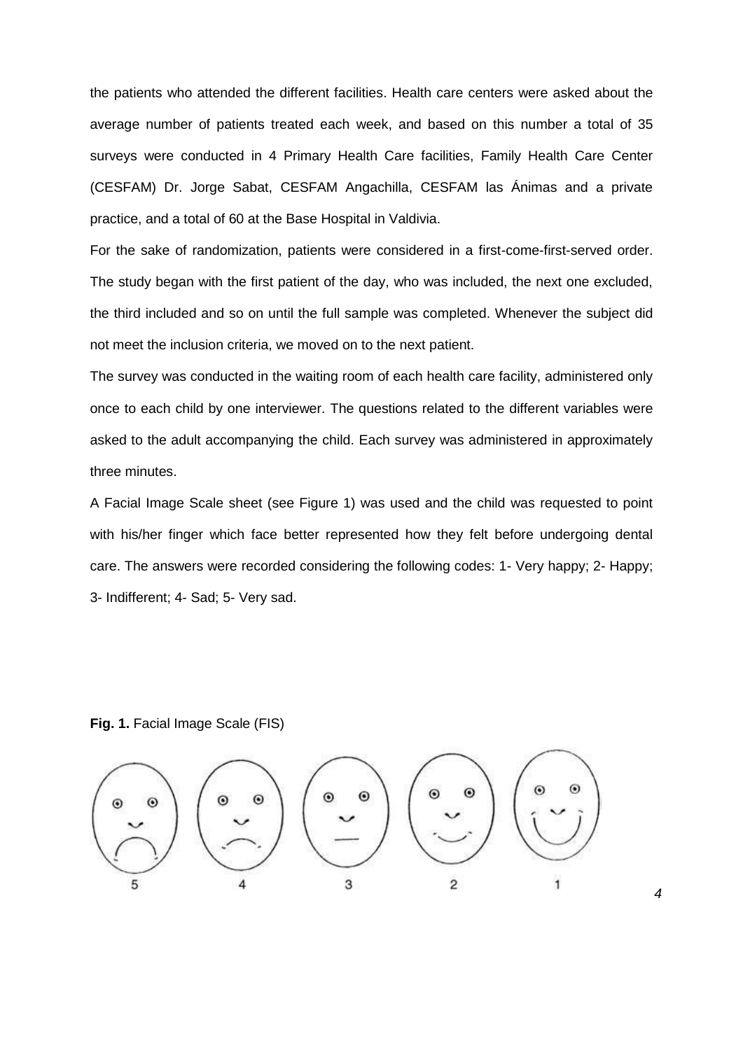the patients who attended the different facilities. Health care centers were asked about the average number of patients treated each week, and based on this number a total of 35 surveys were conducted in 4 Primary Health Care facilities, Family Health Care Center (CESFAM) Dr. Jorge Sabat, CESFAM Angachilla, CESFAM las Ánimas and a private practice, and a total of 60 at the Base Hospital in Valdivia.

For the sake of randomization, patients were considered in a first-come-first-served order. The study began with the first patient of the day, who was included, the next one excluded, the third included and so on until the full sample was completed. Whenever the subject did not meet the inclusion criteria, we moved on to the next patient.

The survey was conducted in the waiting room of each health care facility, administered only once to each child by one interviewer. The questions related to the different variables were asked to the adult accompanying the child. Each survey was administered in approximately three minutes.

A Facial Image Scale sheet (see Figure 1) was used and the child was requested to point with his/her finger which face better represented how they felt before undergoing dental care. The answers were recorded considering the following codes: 1- Very happy; 2- Happy; 3- Indifferent; 4- Sad; 5- Very sad.

**Fig. 1.** Facial Image Scale (FIS)

5 4 3 2 1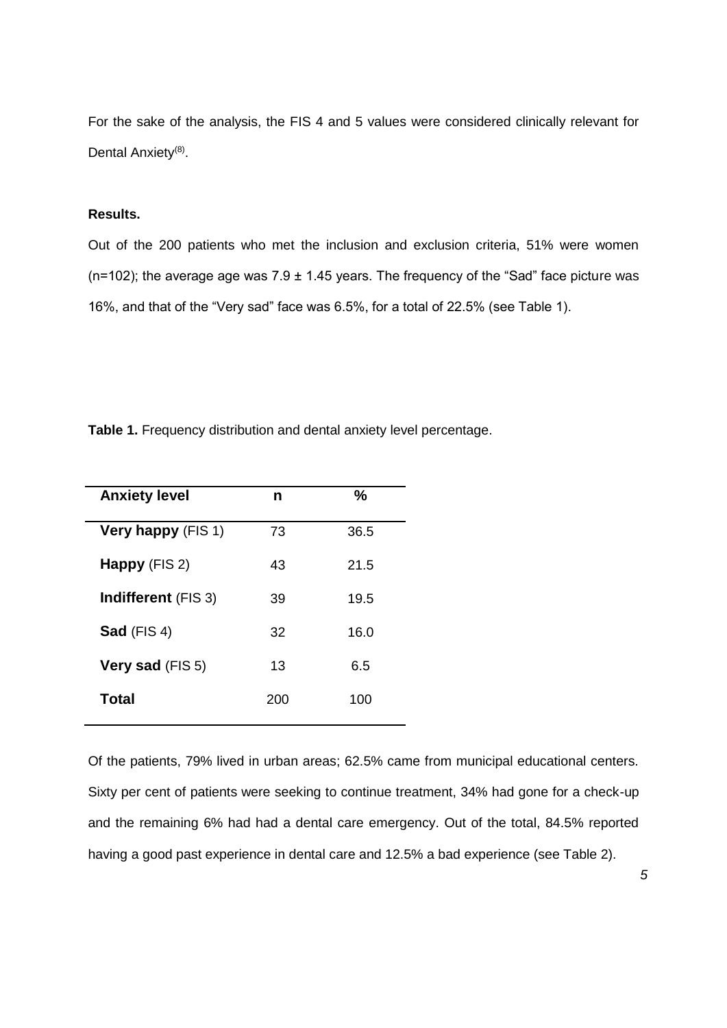For the sake of the analysis, the FIS 4 and 5 values were considered clinically relevant for Dental Anxiety[8].

**Results.**

Out of the 200 patients who met the inclusion and exclusion criteria, 51% were women (n=102); the average age was 7.9 ± 1.45 years. The frequency of the "Sad" face picture was 16%, and that of the "Very sad" face was 6.5%, for a total of 22.5% (see Table 1).

**Table 1.** Frequency distribution and dental anxiety level percentage.

| Anxiety level | n | % |
|---|---|---|
| **Very happy** (FIS 1) | 73 | 36.5 |
| **Happy** (FIS 2) | 43 | 21.5 |
| **Indifferent** (FIS 3) | 39 | 19.5 |
| **Sad** (FIS 4) | 32 | 16.0 |
| **Very sad** (FIS 5) | 13 | 6.5 |
| **Total** | 200 | 100 |

Of the patients, 79% lived in urban areas; 62.5% came from municipal educational centers. Sixty per cent of patients were seeking to continue treatment, 34% had gone for a check-up and the remaining 6% had had a dental care emergency. Out of the total, 84.5% reported having a good past experience in dental care and 12.5% a bad experience (see Table 2).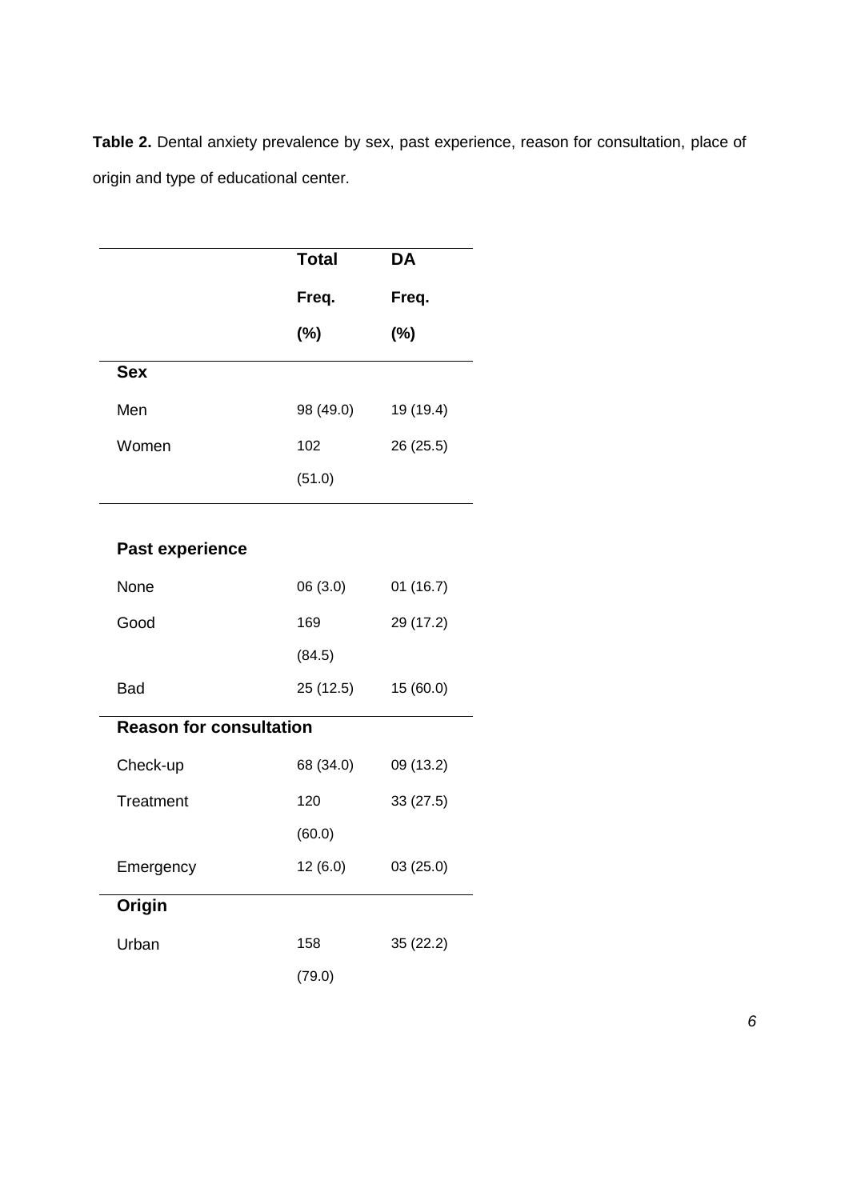**Table 2.** Dental anxiety prevalence by sex, past experience, reason for consultation, place of origin and type of educational center.

| | Total Freq. (%) | DA Freq. (%) |
|---|---|---|
| **Sex** | | |
| Men | 98 (49.0) | 19 (19.4) |
| Women | 102 (51.0) | 26 (25.5) |
| **Past experience** | | |
| None | 06 (3.0) | 01 (16.7) |
| Good | 169 (84.5) | 29 (17.2) |
| Bad | 25 (12.5) | 15 (60.0) |
| **Reason for consultation** | | |
| Check-up | 68 (34.0) | 09 (13.2) |
| Treatment | 120 (60.0) | 33 (27.5) |
| Emergency | 12 (6.0) | 03 (25.0) |
| **Origin** | | |
| Urban | 158 (79.0) | 35 (22.2) |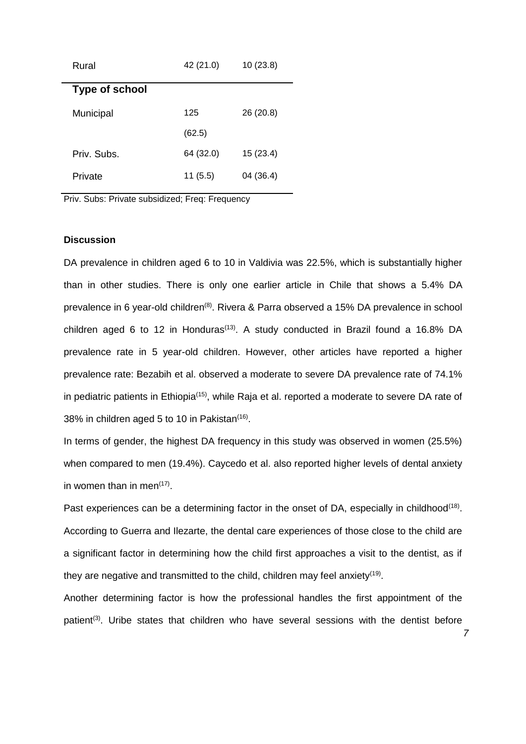| | | |
|---|---|---|
| Rural | 42 (21.0) | 10 (23.8) |
| **Type of school** | | |
| Municipal | 125 (62.5) | 26 (20.8) |
| Priv. Subs. | 64 (32.0) | 15 (23.4) |
| Private | 11 (5.5) | 04 (36.4) |

Priv. Subs: Private subsidized; Freq: Frequency

**Discussion**

DA prevalence in children aged 6 to 10 in Valdivia was 22.5%, which is substantially higher than in other studies. There is only one earlier article in Chile that shows a 5.4% DA prevalence in 6 year-old children[8]. Rivera & Parra observed a 15% DA prevalence in school children aged 6 to 12 in Honduras[13]. A study conducted in Brazil found a 16.8% DA prevalence rate in 5 year-old children. However, other articles have reported a higher prevalence rate: Bezabih et al. observed a moderate to severe DA prevalence rate of 74.1% in pediatric patients in Ethiopia[15], while Raja et al. reported a moderate to severe DA rate of 38% in children aged 5 to 10 in Pakistan[16].

In terms of gender, the highest DA frequency in this study was observed in women (25.5%) when compared to men (19.4%). Caycedo et al. also reported higher levels of dental anxiety in women than in men[17].

Past experiences can be a determining factor in the onset of DA, especially in childhood[18]. According to Guerra and Ilezarte, the dental care experiences of those close to the child are a significant factor in determining how the child first approaches a visit to the dentist, as if they are negative and transmitted to the child, children may feel anxiety[19].

Another determining factor is how the professional handles the first appointment of the patient[3]. Uribe states that children who have several sessions with the dentist before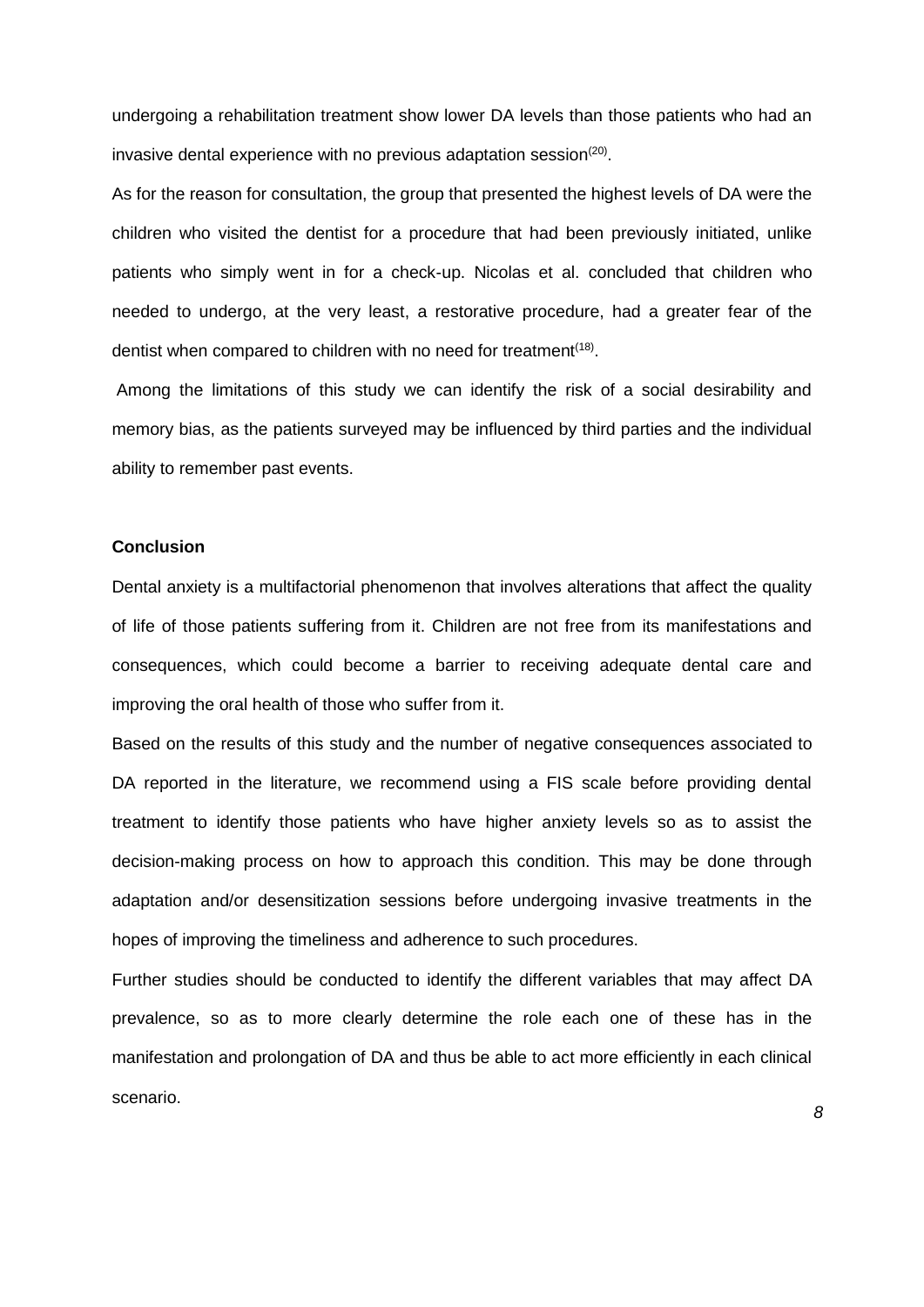undergoing a rehabilitation treatment show lower DA levels than those patients who had an invasive dental experience with no previous adaptation session[20].

As for the reason for consultation, the group that presented the highest levels of DA were the children who visited the dentist for a procedure that had been previously initiated, unlike patients who simply went in for a check-up. Nicolas et al. concluded that children who needed to undergo, at the very least, a restorative procedure, had a greater fear of the dentist when compared to children with no need for treatment[18].

Among the limitations of this study we can identify the risk of a social desirability and memory bias, as the patients surveyed may be influenced by third parties and the individual ability to remember past events.

**Conclusion**

Dental anxiety is a multifactorial phenomenon that involves alterations that affect the quality of life of those patients suffering from it. Children are not free from its manifestations and consequences, which could become a barrier to receiving adequate dental care and improving the oral health of those who suffer from it.

Based on the results of this study and the number of negative consequences associated to DA reported in the literature, we recommend using a FIS scale before providing dental treatment to identify those patients who have higher anxiety levels so as to assist the decision-making process on how to approach this condition. This may be done through adaptation and/or desensitization sessions before undergoing invasive treatments in the hopes of improving the timeliness and adherence to such procedures.

Further studies should be conducted to identify the different variables that may affect DA prevalence, so as to more clearly determine the role each one of these has in the manifestation and prolongation of DA and thus be able to act more efficiently in each clinical scenario.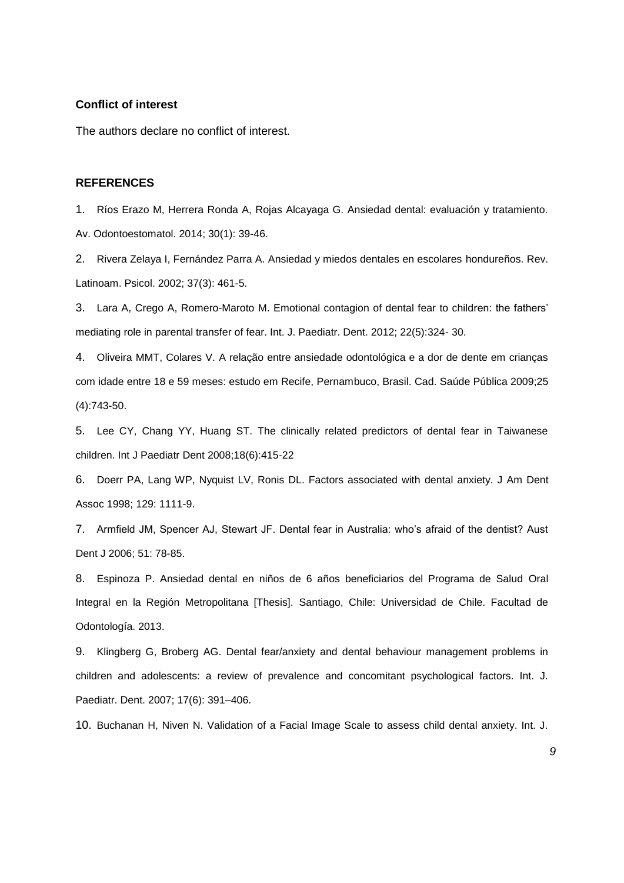**Conflict of interest**

The authors declare no conflict of interest.

**REFERENCES**

1. Ríos Erazo M, Herrera Ronda A, Rojas Alcayaga G. Ansiedad dental: evaluación y tratamiento. Av. Odontoestomatol. 2014; 30(1): 39-46.
2. Rivera Zelaya I, Fernández Parra A. Ansiedad y miedos dentales en escolares hondureños. Rev. Latinoam. Psicol. 2002; 37(3): 461-5.
3. Lara A, Crego A, Romero-Maroto M. Emotional contagion of dental fear to children: the fathers' mediating role in parental transfer of fear. Int. J. Paediatr. Dent. 2012; 22(5):324- 30.
4. Oliveira MMT, Colares V. A relação entre ansiedade odontológica e a dor de dente em crianças com idade entre 18 e 59 meses: estudo em Recife, Pernambuco, Brasil. Cad. Saúde Pública 2009;25 (4):743-50.
5. Lee CY, Chang YY, Huang ST. The clinically related predictors of dental fear in Taiwanese children. Int J Paediatr Dent 2008;18(6):415-22
6. Doerr PA, Lang WP, Nyquist LV, Ronis DL. Factors associated with dental anxiety. J Am Dent Assoc 1998; 129: 1111-9.
7. Armfield JM, Spencer AJ, Stewart JF. Dental fear in Australia: who's afraid of the dentist? Aust Dent J 2006; 51: 78-85.
8. Espinoza P. Ansiedad dental en niños de 6 años beneficiarios del Programa de Salud Oral Integral en la Región Metropolitana [Thesis]. Santiago, Chile: Universidad de Chile. Facultad de Odontología. 2013.
9. Klingberg G, Broberg AG. Dental fear/anxiety and dental behaviour management problems in children and adolescents: a review of prevalence and concomitant psychological factors. Int. J. Paediatr. Dent. 2007; 17(6): 391–406.
10. Buchanan H, Niven N. Validation of a Facial Image Scale to assess child dental anxiety. Int. J.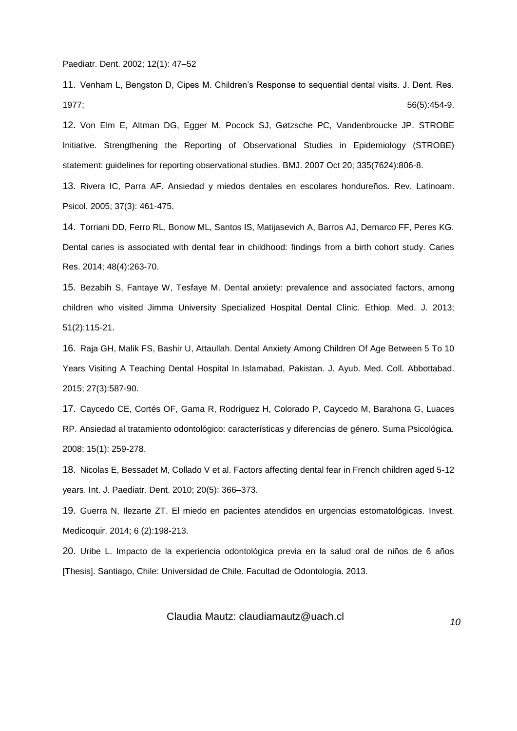Paediatr. Dent. 2002; 12(1): 47–52

11. Venham L, Bengston D, Cipes M. Children's Response to sequential dental visits. J. Dent. Res. 1977; 56(5):454-9.

12. Von Elm E, Altman DG, Egger M, Pocock SJ, Gøtzsche PC, Vandenbroucke JP. STROBE Initiative. Strengthening the Reporting of Observational Studies in Epidemiology (STROBE) statement: guidelines for reporting observational studies. BMJ. 2007 Oct 20; 335(7624):806-8.

13. Rivera IC, Parra AF. Ansiedad y miedos dentales en escolares hondureños. Rev. Latinoam. Psicol. 2005; 37(3): 461-475.

14. Torriani DD, Ferro RL, Bonow ML, Santos IS, Matijasevich A, Barros AJ, Demarco FF, Peres KG. Dental caries is associated with dental fear in childhood: findings from a birth cohort study. Caries Res. 2014; 48(4):263-70.

15. Bezabih S, Fantaye W, Tesfaye M. Dental anxiety: prevalence and associated factors, among children who visited Jimma University Specialized Hospital Dental Clinic. Ethiop. Med. J. 2013; 51(2):115-21.

16. Raja GH, Malik FS, Bashir U, Attaullah. Dental Anxiety Among Children Of Age Between 5 To 10 Years Visiting A Teaching Dental Hospital In Islamabad, Pakistan. J. Ayub. Med. Coll. Abbottabad. 2015; 27(3):587-90.

17. Caycedo CE, Cortés OF, Gama R, Rodríguez H, Colorado P, Caycedo M, Barahona G, Luaces RP. Ansiedad al tratamiento odontológico: características y diferencias de género. Suma Psicológica. 2008; 15(1): 259-278.

18. Nicolas E, Bessadet M, Collado V et al. Factors affecting dental fear in French children aged 5-12 years. Int. J. Paediatr. Dent. 2010; 20(5): 366–373.

19. Guerra N, Ilezarte ZT. El miedo en pacientes atendidos en urgencias estomatológicas. Invest. Medicoquir. 2014; 6 (2):198-213.

20. Uribe L. Impacto de la experiencia odontológica previa en la salud oral de niños de 6 años [Thesis]. Santiago, Chile: Universidad de Chile. Facultad de Odontología. 2013.

Claudia Mautz: claudiamautz@uach.cl